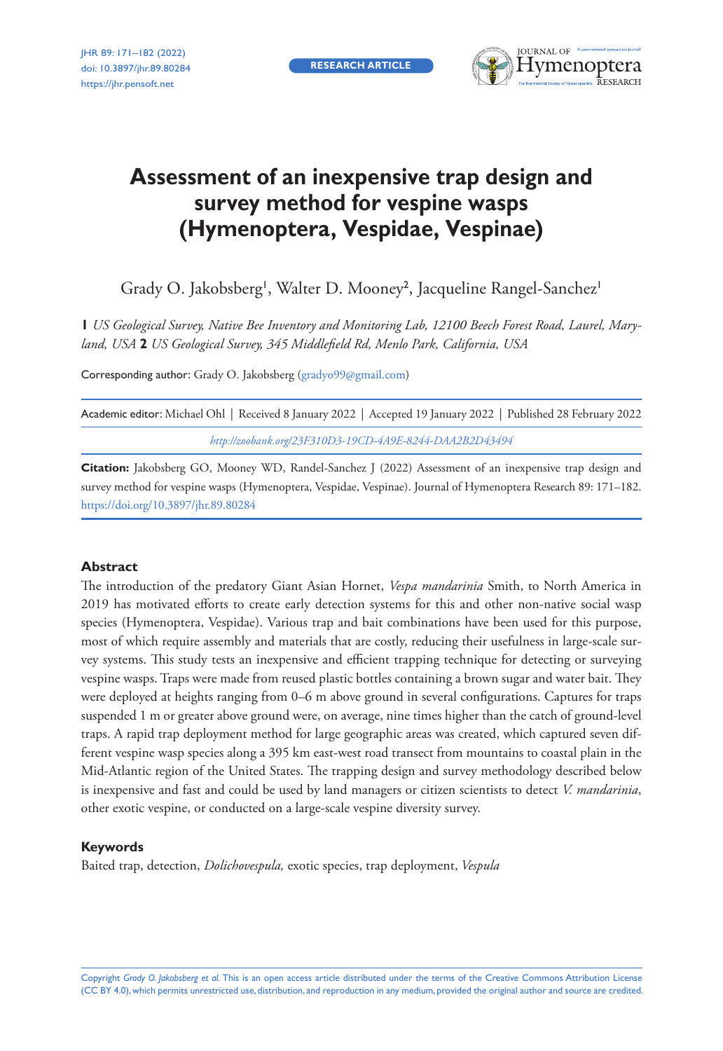RESEARCH ARTICLE

# Assessment of an inexpensive trap design and survey method for vespine wasps (Hymenoptera, Vespidae, Vespinae)

Grady O. Jakobsberg[1], Walter D. Mooney[2], Jacqueline Rangel-Sanchez[1]

**1** *US Geological Survey, Native Bee Inventory and Monitoring Lab, 12100 Beech Forest Road, Laurel, Maryland, USA* **2** *US Geological Survey, 345 Middlefield Rd, Menlo Park, California, USA*

Corresponding author: Grady O. Jakobsberg (gradyo99@gmail.com)

Academic editor: Michael Ohl | Received 8 January 2022 | Accepted 19 January 2022 | Published 28 February 2022

*http://zoobank.org/23F310D3-19CD-4A9E-8244-DAA2B2D43494*

**Citation:** Jakobsberg GO, Mooney WD, Randel-Sanchez J (2022) Assessment of an inexpensive trap design and survey method for vespine wasps (Hymenoptera, Vespidae, Vespinae). Journal of Hymenoptera Research 89: 171–182. https://doi.org/10.3897/jhr.89.80284

## Abstract

The introduction of the predatory Giant Asian Hornet, *Vespa mandarinia* Smith, to North America in 2019 has motivated efforts to create early detection systems for this and other non-native social wasp species (Hymenoptera, Vespidae). Various trap and bait combinations have been used for this purpose, most of which require assembly and materials that are costly, reducing their usefulness in large-scale survey systems. This study tests an inexpensive and efficient trapping technique for detecting or surveying vespine wasps. Traps were made from reused plastic bottles containing a brown sugar and water bait. They were deployed at heights ranging from 0–6 m above ground in several configurations. Captures for traps suspended 1 m or greater above ground were, on average, nine times higher than the catch of ground-level traps. A rapid trap deployment method for large geographic areas was created, which captured seven different vespine wasp species along a 395 km east-west road transect from mountains to coastal plain in the Mid-Atlantic region of the United States. The trapping design and survey methodology described below is inexpensive and fast and could be used by land managers or citizen scientists to detect *V. mandarinia*, other exotic vespine, or conducted on a large-scale vespine diversity survey.

## Keywords

Baited trap, detection, *Dolichovespula,* exotic species, trap deployment, *Vespula*

Copyright *Grady O. Jakobsberg et al.* This is an open access article distributed under the terms of the Creative Commons Attribution License (CC BY 4.0), which permits unrestricted use, distribution, and reproduction in any medium, provided the original author and source are credited.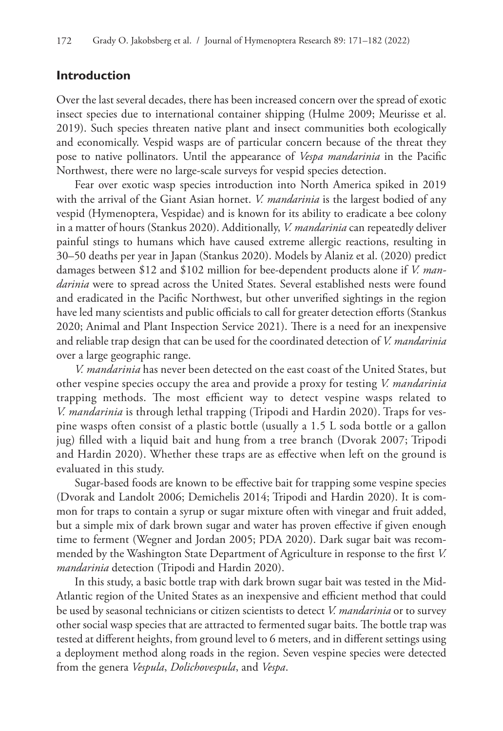## Introduction

Over the last several decades, there has been increased concern over the spread of exotic insect species due to international container shipping (Hulme 2009; Meurisse et al. 2019). Such species threaten native plant and insect communities both ecologically and economically. Vespid wasps are of particular concern because of the threat they pose to native pollinators. Until the appearance of *Vespa mandarinia* in the Pacific Northwest, there were no large-scale surveys for vespid species detection.

Fear over exotic wasp species introduction into North America spiked in 2019 with the arrival of the Giant Asian hornet. *V. mandarinia* is the largest bodied of any vespid (Hymenoptera, Vespidae) and is known for its ability to eradicate a bee colony in a matter of hours (Stankus 2020). Additionally, *V. mandarinia* can repeatedly deliver painful stings to humans which have caused extreme allergic reactions, resulting in 30–50 deaths per year in Japan (Stankus 2020). Models by Alaniz et al. (2020) predict damages between $12 and $102 million for bee-dependent products alone if *V. mandarinia* were to spread across the United States. Several established nests were found and eradicated in the Pacific Northwest, but other unverified sightings in the region have led many scientists and public officials to call for greater detection efforts (Stankus 2020; Animal and Plant Inspection Service 2021). There is a need for an inexpensive and reliable trap design that can be used for the coordinated detection of *V. mandarinia* over a large geographic range.

*V. mandarinia* has never been detected on the east coast of the United States, but other vespine species occupy the area and provide a proxy for testing *V. mandarinia* trapping methods. The most efficient way to detect vespine wasps related to *V. mandarinia* is through lethal trapping (Tripodi and Hardin 2020). Traps for vespine wasps often consist of a plastic bottle (usually a 1.5 L soda bottle or a gallon jug) filled with a liquid bait and hung from a tree branch (Dvorak 2007; Tripodi and Hardin 2020). Whether these traps are as effective when left on the ground is evaluated in this study.

Sugar-based foods are known to be effective bait for trapping some vespine species (Dvorak and Landolt 2006; Demichelis 2014; Tripodi and Hardin 2020). It is common for traps to contain a syrup or sugar mixture often with vinegar and fruit added, but a simple mix of dark brown sugar and water has proven effective if given enough time to ferment (Wegner and Jordan 2005; PDA 2020). Dark sugar bait was recommended by the Washington State Department of Agriculture in response to the first *V. mandarinia* detection (Tripodi and Hardin 2020).

In this study, a basic bottle trap with dark brown sugar bait was tested in the Mid-Atlantic region of the United States as an inexpensive and efficient method that could be used by seasonal technicians or citizen scientists to detect *V. mandarinia* or to survey other social wasp species that are attracted to fermented sugar baits. The bottle trap was tested at different heights, from ground level to 6 meters, and in different settings using a deployment method along roads in the region. Seven vespine species were detected from the genera *Vespula*, *Dolichovespula*, and *Vespa*.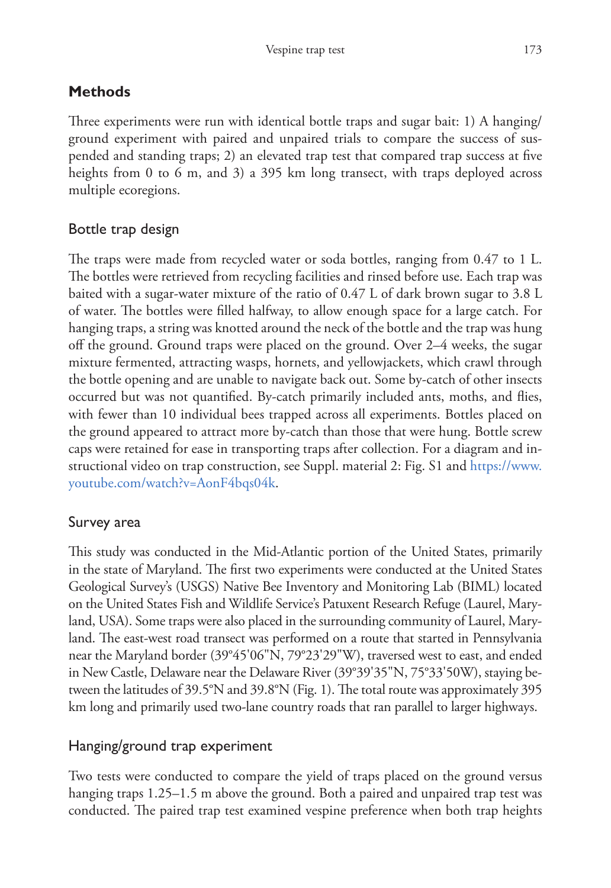## Methods

Three experiments were run with identical bottle traps and sugar bait: 1) A hanging/ground experiment with paired and unpaired trials to compare the success of suspended and standing traps; 2) an elevated trap test that compared trap success at five heights from 0 to 6 m, and 3) a 395 km long transect, with traps deployed across multiple ecoregions.

### Bottle trap design

The traps were made from recycled water or soda bottles, ranging from 0.47 to 1 L. The bottles were retrieved from recycling facilities and rinsed before use. Each trap was baited with a sugar-water mixture of the ratio of 0.47 L of dark brown sugar to 3.8 L of water. The bottles were filled halfway, to allow enough space for a large catch. For hanging traps, a string was knotted around the neck of the bottle and the trap was hung off the ground. Ground traps were placed on the ground. Over 2–4 weeks, the sugar mixture fermented, attracting wasps, hornets, and yellowjackets, which crawl through the bottle opening and are unable to navigate back out. Some by-catch of other insects occurred but was not quantified. By-catch primarily included ants, moths, and flies, with fewer than 10 individual bees trapped across all experiments. Bottles placed on the ground appeared to attract more by-catch than those that were hung. Bottle screw caps were retained for ease in transporting traps after collection. For a diagram and instructional video on trap construction, see Suppl. material 2: Fig. S1 and https://www.youtube.com/watch?v=AonF4bqs04k.

### Survey area

This study was conducted in the Mid-Atlantic portion of the United States, primarily in the state of Maryland. The first two experiments were conducted at the United States Geological Survey's (USGS) Native Bee Inventory and Monitoring Lab (BIML) located on the United States Fish and Wildlife Service's Patuxent Research Refuge (Laurel, Maryland, USA). Some traps were also placed in the surrounding community of Laurel, Maryland. The east-west road transect was performed on a route that started in Pennsylvania near the Maryland border (39°45'06"N, 79°23'29"W), traversed west to east, and ended in New Castle, Delaware near the Delaware River (39°39'35"N, 75°33'50W), staying between the latitudes of 39.5°N and 39.8°N (Fig. 1). The total route was approximately 395 km long and primarily used two-lane country roads that ran parallel to larger highways.

### Hanging/ground trap experiment

Two tests were conducted to compare the yield of traps placed on the ground versus hanging traps 1.25–1.5 m above the ground. Both a paired and unpaired trap test was conducted. The paired trap test examined vespine preference when both trap heights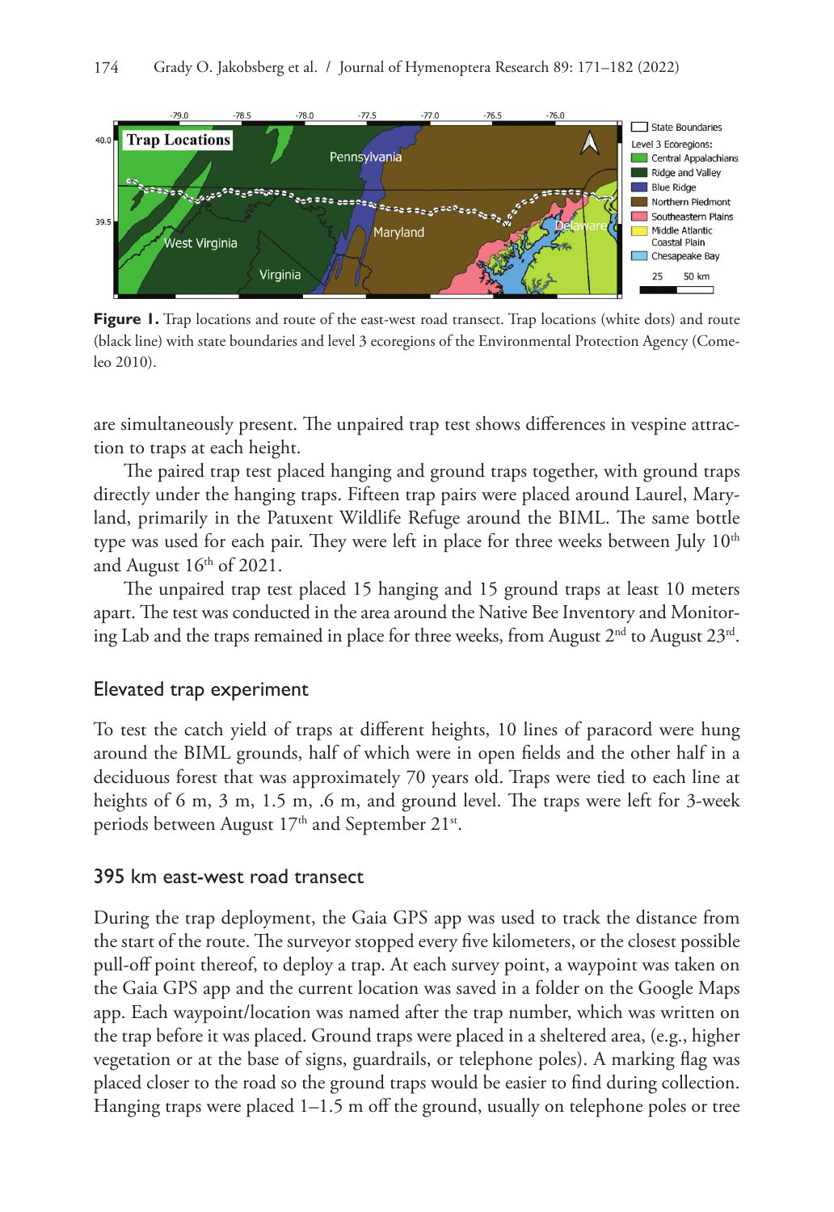**Figure 1.** Trap locations and route of the east-west road transect. Trap locations (white dots) and route (black line) with state boundaries and level 3 ecoregions of the Environmental Protection Agency (Comeleo 2010).

are simultaneously present. The unpaired trap test shows differences in vespine attraction to traps at each height.

The paired trap test placed hanging and ground traps together, with ground traps directly under the hanging traps. Fifteen trap pairs were placed around Laurel, Maryland, primarily in the Patuxent Wildlife Refuge around the BIML. The same bottle type was used for each pair. They were left in place for three weeks between July 10th and August 16th of 2021.

The unpaired trap test placed 15 hanging and 15 ground traps at least 10 meters apart. The test was conducted in the area around the Native Bee Inventory and Monitoring Lab and the traps remained in place for three weeks, from August 2nd to August 23rd.

## Elevated trap experiment

To test the catch yield of traps at different heights, 10 lines of paracord were hung around the BIML grounds, half of which were in open fields and the other half in a deciduous forest that was approximately 70 years old. Traps were tied to each line at heights of 6 m, 3 m, 1.5 m, .6 m, and ground level. The traps were left for 3-week periods between August 17th and September 21st.

## 395 km east-west road transect

During the trap deployment, the Gaia GPS app was used to track the distance from the start of the route. The surveyor stopped every five kilometers, or the closest possible pull-off point thereof, to deploy a trap. At each survey point, a waypoint was taken on the Gaia GPS app and the current location was saved in a folder on the Google Maps app. Each waypoint/location was named after the trap number, which was written on the trap before it was placed. Ground traps were placed in a sheltered area, (e.g., higher vegetation or at the base of signs, guardrails, or telephone poles). A marking flag was placed closer to the road so the ground traps would be easier to find during collection. Hanging traps were placed 1–1.5 m off the ground, usually on telephone poles or tree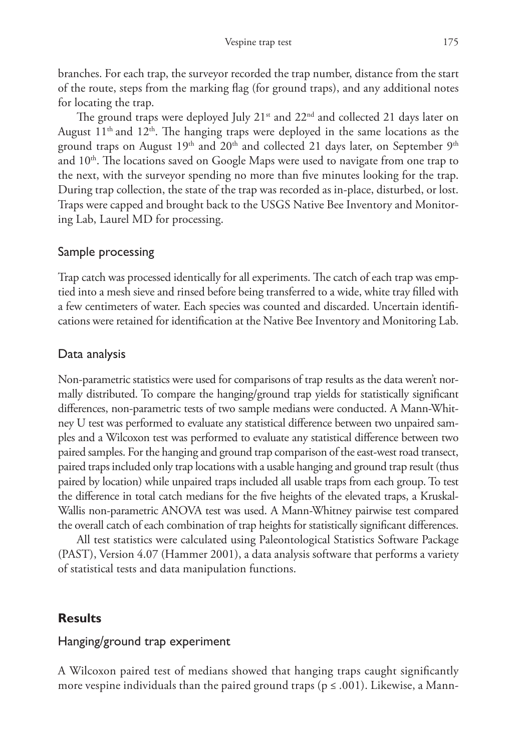branches. For each trap, the surveyor recorded the trap number, distance from the start of the route, steps from the marking flag (for ground traps), and any additional notes for locating the trap.

The ground traps were deployed July 21st and 22nd and collected 21 days later on August 11th and 12th. The hanging traps were deployed in the same locations as the ground traps on August 19th and 20th and collected 21 days later, on September 9th and 10th. The locations saved on Google Maps were used to navigate from one trap to the next, with the surveyor spending no more than five minutes looking for the trap. During trap collection, the state of the trap was recorded as in-place, disturbed, or lost. Traps were capped and brought back to the USGS Native Bee Inventory and Monitoring Lab, Laurel MD for processing.

### Sample processing

Trap catch was processed identically for all experiments. The catch of each trap was emptied into a mesh sieve and rinsed before being transferred to a wide, white tray filled with a few centimeters of water. Each species was counted and discarded. Uncertain identifications were retained for identification at the Native Bee Inventory and Monitoring Lab.

### Data analysis

Non-parametric statistics were used for comparisons of trap results as the data weren't normally distributed. To compare the hanging/ground trap yields for statistically significant differences, non-parametric tests of two sample medians were conducted. A Mann-Whitney U test was performed to evaluate any statistical difference between two unpaired samples and a Wilcoxon test was performed to evaluate any statistical difference between two paired samples. For the hanging and ground trap comparison of the east-west road transect, paired traps included only trap locations with a usable hanging and ground trap result (thus paired by location) while unpaired traps included all usable traps from each group. To test the difference in total catch medians for the five heights of the elevated traps, a Kruskal-Wallis non-parametric ANOVA test was used. A Mann-Whitney pairwise test compared the overall catch of each combination of trap heights for statistically significant differences.

All test statistics were calculated using Paleontological Statistics Software Package (PAST), Version 4.07 (Hammer 2001), a data analysis software that performs a variety of statistical tests and data manipulation functions.

## Results

### Hanging/ground trap experiment

A Wilcoxon paired test of medians showed that hanging traps caught significantly more vespine individuals than the paired ground traps ($p \leq .001$). Likewise, a Mann-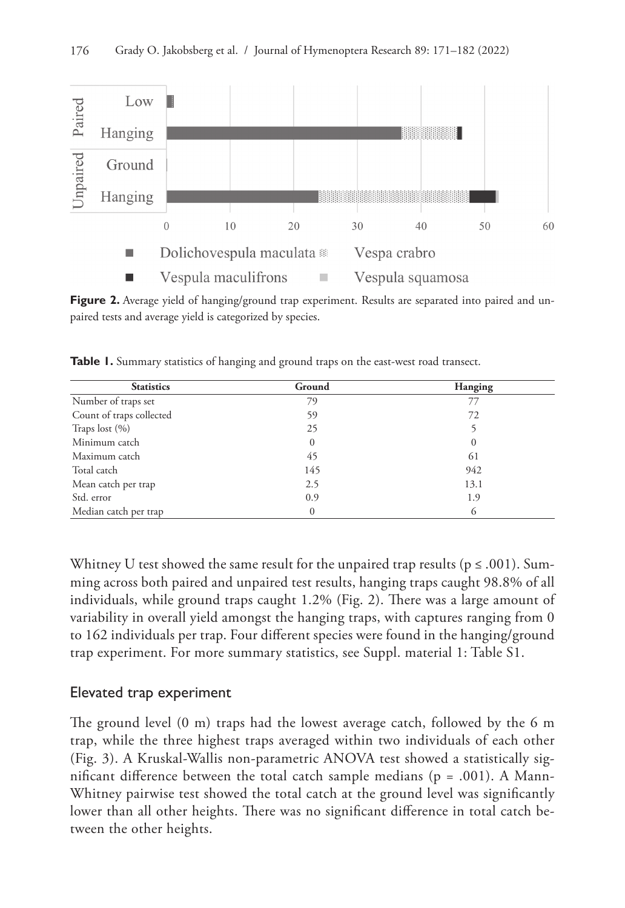**Figure 2.** Average yield of hanging/ground trap experiment. Results are separated into paired and unpaired tests and average yield is categorized by species.

**Table 1.** Summary statistics of hanging and ground traps on the east-west road transect.

| Statistics | Ground | Hanging |
|---|---|---|
| Number of traps set | 79 | 77 |
| Count of traps collected | 59 | 72 |
| Traps lost (%) | 25 | 5 |
| Minimum catch | 0 | 0 |
| Maximum catch | 45 | 61 |
| Total catch | 145 | 942 |
| Mean catch per trap | 2.5 | 13.1 |
| Std. error | 0.9 | 1.9 |
| Median catch per trap | 0 | 6 |

Whitney U test showed the same result for the unpaired trap results ($p \leq .001$). Summing across both paired and unpaired test results, hanging traps caught 98.8% of all individuals, while ground traps caught 1.2% (Fig. 2). There was a large amount of variability in overall yield amongst the hanging traps, with captures ranging from 0 to 162 individuals per trap. Four different species were found in the hanging/ground trap experiment. For more summary statistics, see Suppl. material 1: Table S1.

## Elevated trap experiment

The ground level (0 m) traps had the lowest average catch, followed by the 6 m trap, while the three highest traps averaged within two individuals of each other (Fig. 3). A Kruskal-Wallis non-parametric ANOVA test showed a statistically significant difference between the total catch sample medians ($p = .001$). A Mann-Whitney pairwise test showed the total catch at the ground level was significantly lower than all other heights. There was no significant difference in total catch between the other heights.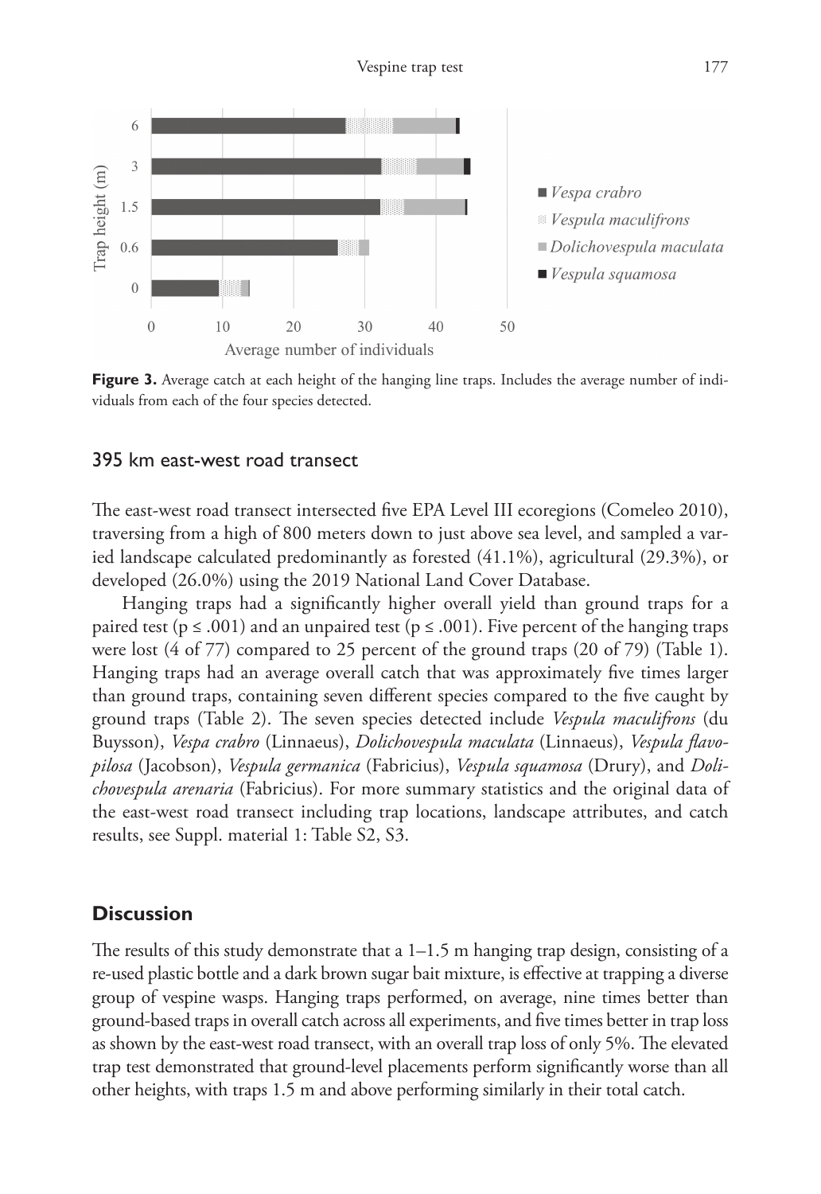Figure 3. Average catch at each height of the hanging line traps. Includes the average number of individuals from each of the four species detected.

### 395 km east-west road transect

The east-west road transect intersected five EPA Level III ecoregions (Comeleo 2010), traversing from a high of 800 meters down to just above sea level, and sampled a varied landscape calculated predominantly as forested (41.1%), agricultural (29.3%), or developed (26.0%) using the 2019 National Land Cover Database.

Hanging traps had a significantly higher overall yield than ground traps for a paired test ($p \leq .001$) and an unpaired test ($p \leq .001$). Five percent of the hanging traps were lost (4 of 77) compared to 25 percent of the ground traps (20 of 79) (Table 1). Hanging traps had an average overall catch that was approximately five times larger than ground traps, containing seven different species compared to the five caught by ground traps (Table 2). The seven species detected include *Vespula maculifrons* (du Buysson), *Vespa crabro* (Linnaeus), *Dolichovespula maculata* (Linnaeus), *Vespula flavopilosa* (Jacobson), *Vespula germanica* (Fabricius), *Vespula squamosa* (Drury), and *Dolichovespula arenaria* (Fabricius). For more summary statistics and the original data of the east-west road transect including trap locations, landscape attributes, and catch results, see Suppl. material 1: Table S2, S3.

## Discussion

The results of this study demonstrate that a 1–1.5 m hanging trap design, consisting of a re-used plastic bottle and a dark brown sugar bait mixture, is effective at trapping a diverse group of vespine wasps. Hanging traps performed, on average, nine times better than ground-based traps in overall catch across all experiments, and five times better in trap loss as shown by the east-west road transect, with an overall trap loss of only 5%. The elevated trap test demonstrated that ground-level placements perform significantly worse than all other heights, with traps 1.5 m and above performing similarly in their total catch.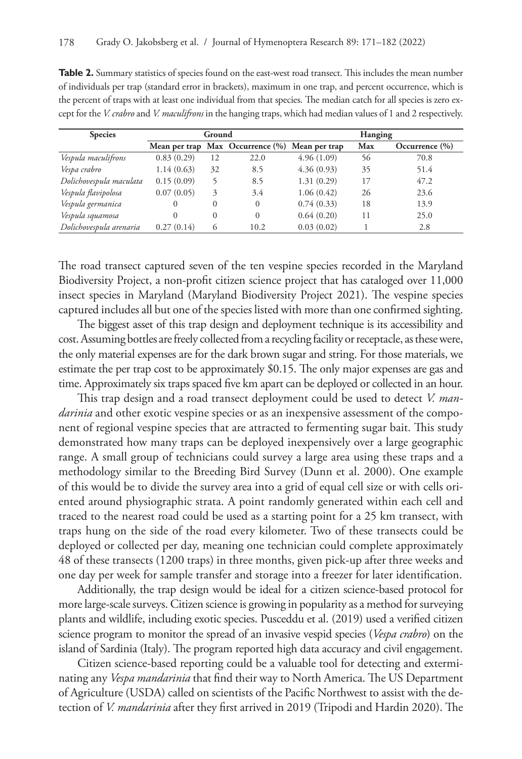**Table 2.** Summary statistics of species found on the east-west road transect. This includes the mean number of individuals per trap (standard error in brackets), maximum in one trap, and percent occurrence, which is the percent of traps with at least one individual from that species. The median catch for all species is zero except for the *V. crabro* and *V. maculifrons* in the hanging traps, which had median values of 1 and 2 respectively.

| Species | Ground | | | Hanging | | |
|---|---|---|---|---|---|---|
| | Mean per trap | Max | Occurrence (%) | Mean per trap | Max | Occurrence (%) |
| *Vespula maculifrons* | 0.83 (0.29) | 12 | 22.0 | 4.96 (1.09) | 56 | 70.8 |
| *Vespa crabro* | 1.14 (0.63) | 32 | 8.5 | 4.36 (0.93) | 35 | 51.4 |
| *Dolichovespula maculata* | 0.15 (0.09) | 5 | 8.5 | 1.31 (0.29) | 17 | 47.2 |
| *Vespula flavipolosa* | 0.07 (0.05) | 3 | 3.4 | 1.06 (0.42) | 26 | 23.6 |
| *Vespula germanica* | 0 | 0 | 0 | 0.74 (0.33) | 18 | 13.9 |
| *Vespula squamosa* | 0 | 0 | 0 | 0.64 (0.20) | 11 | 25.0 |
| *Dolichovespula arenaria* | 0.27 (0.14) | 6 | 10.2 | 0.03 (0.02) | 1 | 2.8 |

The road transect captured seven of the ten vespine species recorded in the Maryland Biodiversity Project, a non-profit citizen science project that has cataloged over 11,000 insect species in Maryland (Maryland Biodiversity Project 2021). The vespine species captured includes all but one of the species listed with more than one confirmed sighting.

The biggest asset of this trap design and deployment technique is its accessibility and cost. Assuming bottles are freely collected from a recycling facility or receptacle, as these were, the only material expenses are for the dark brown sugar and string. For those materials, we estimate the per trap cost to be approximately $0.15. The only major expenses are gas and time. Approximately six traps spaced five km apart can be deployed or collected in an hour.

This trap design and a road transect deployment could be used to detect *V. mandarinia* and other exotic vespine species or as an inexpensive assessment of the component of regional vespine species that are attracted to fermenting sugar bait. This study demonstrated how many traps can be deployed inexpensively over a large geographic range. A small group of technicians could survey a large area using these traps and a methodology similar to the Breeding Bird Survey (Dunn et al. 2000). One example of this would be to divide the survey area into a grid of equal cell size or with cells oriented around physiographic strata. A point randomly generated within each cell and traced to the nearest road could be used as a starting point for a 25 km transect, with traps hung on the side of the road every kilometer. Two of these transects could be deployed or collected per day, meaning one technician could complete approximately 48 of these transects (1200 traps) in three months, given pick-up after three weeks and one day per week for sample transfer and storage into a freezer for later identification.

Additionally, the trap design would be ideal for a citizen science-based protocol for more large-scale surveys. Citizen science is growing in popularity as a method for surveying plants and wildlife, including exotic species. Pusceddu et al. (2019) used a verified citizen science program to monitor the spread of an invasive vespid species (*Vespa crabro*) on the island of Sardinia (Italy). The program reported high data accuracy and civil engagement.

Citizen science-based reporting could be a valuable tool for detecting and exterminating any *Vespa mandarinia* that find their way to North America. The US Department of Agriculture (USDA) called on scientists of the Pacific Northwest to assist with the detection of *V. mandarinia* after they first arrived in 2019 (Tripodi and Hardin 2020). The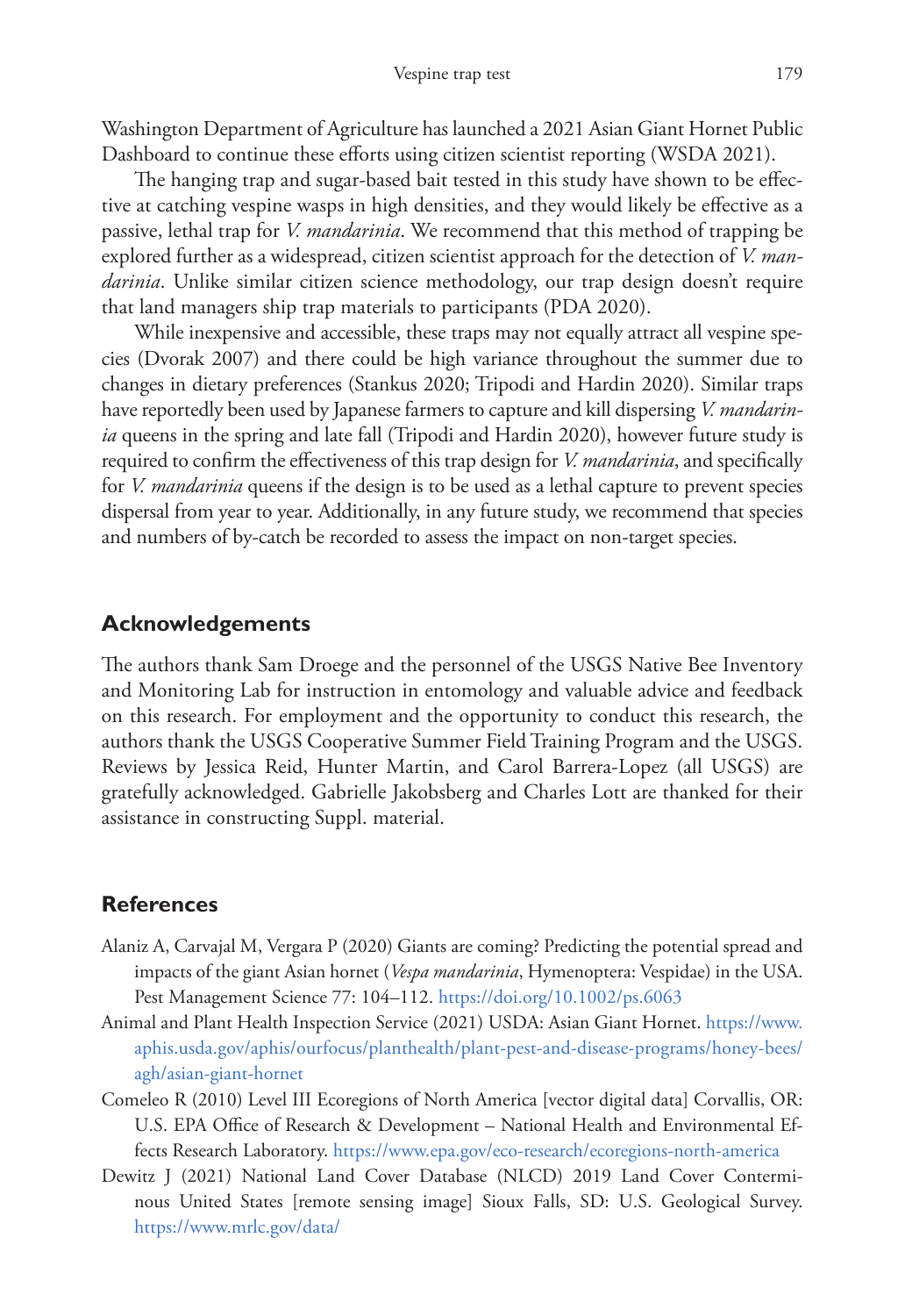Washington Department of Agriculture has launched a 2021 Asian Giant Hornet Public Dashboard to continue these efforts using citizen scientist reporting (WSDA 2021).

The hanging trap and sugar-based bait tested in this study have shown to be effective at catching vespine wasps in high densities, and they would likely be effective as a passive, lethal trap for *V. mandarinia*. We recommend that this method of trapping be explored further as a widespread, citizen scientist approach for the detection of *V. mandarinia*. Unlike similar citizen science methodology, our trap design doesn't require that land managers ship trap materials to participants (PDA 2020).

While inexpensive and accessible, these traps may not equally attract all vespine species (Dvorak 2007) and there could be high variance throughout the summer due to changes in dietary preferences (Stankus 2020; Tripodi and Hardin 2020). Similar traps have reportedly been used by Japanese farmers to capture and kill dispersing *V. mandarinia* queens in the spring and late fall (Tripodi and Hardin 2020), however future study is required to confirm the effectiveness of this trap design for *V. mandarinia*, and specifically for *V. mandarinia* queens if the design is to be used as a lethal capture to prevent species dispersal from year to year. Additionally, in any future study, we recommend that species and numbers of by-catch be recorded to assess the impact on non-target species.

## Acknowledgements

The authors thank Sam Droege and the personnel of the USGS Native Bee Inventory and Monitoring Lab for instruction in entomology and valuable advice and feedback on this research. For employment and the opportunity to conduct this research, the authors thank the USGS Cooperative Summer Field Training Program and the USGS. Reviews by Jessica Reid, Hunter Martin, and Carol Barrera-Lopez (all USGS) are gratefully acknowledged. Gabrielle Jakobsberg and Charles Lott are thanked for their assistance in constructing Suppl. material.

## References

Alaniz A, Carvajal M, Vergara P (2020) Giants are coming? Predicting the potential spread and impacts of the giant Asian hornet (*Vespa mandarinia*, Hymenoptera: Vespidae) in the USA. Pest Management Science 77: 104–112. https://doi.org/10.1002/ps.6063

Animal and Plant Health Inspection Service (2021) USDA: Asian Giant Hornet. https://www.aphis.usda.gov/aphis/ourfocus/planthealth/plant-pest-and-disease-programs/honey-bees/agh/asian-giant-hornet

Comeleo R (2010) Level III Ecoregions of North America [vector digital data] Corvallis, OR: U.S. EPA Office of Research & Development – National Health and Environmental Effects Research Laboratory. https://www.epa.gov/eco-research/ecoregions-north-america

Dewitz J (2021) National Land Cover Database (NLCD) 2019 Land Cover Conterminous United States [remote sensing image] Sioux Falls, SD: U.S. Geological Survey. https://www.mrlc.gov/data/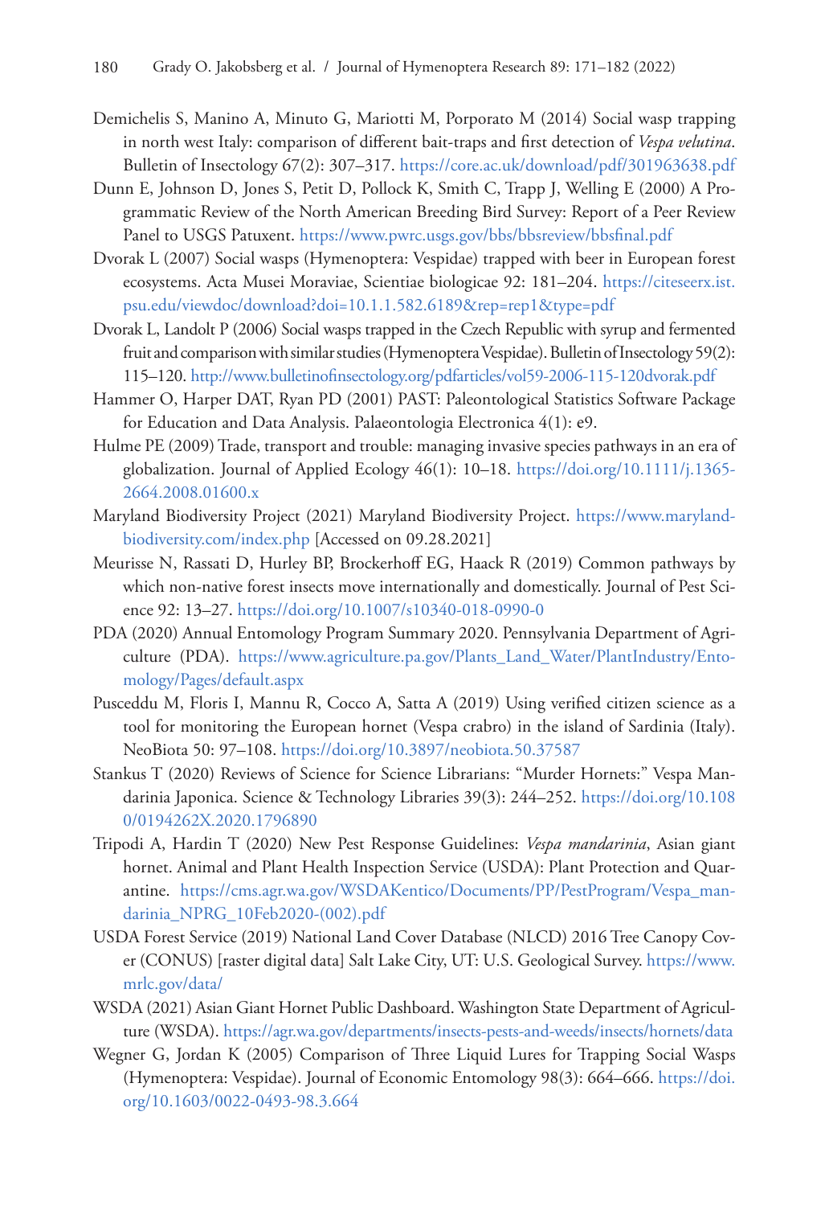Demichelis S, Manino A, Minuto G, Mariotti M, Porporato M (2014) Social wasp trapping in north west Italy: comparison of different bait-traps and first detection of *Vespa velutina*. Bulletin of Insectology 67(2): 307–317. https://core.ac.uk/download/pdf/301963638.pdf

Dunn E, Johnson D, Jones S, Petit D, Pollock K, Smith C, Trapp J, Welling E (2000) A Programmatic Review of the North American Breeding Bird Survey: Report of a Peer Review Panel to USGS Patuxent. https://www.pwrc.usgs.gov/bbs/bbsreview/bbsfinal.pdf

Dvorak L (2007) Social wasps (Hymenoptera: Vespidae) trapped with beer in European forest ecosystems. Acta Musei Moraviae, Scientiae biologicae 92: 181–204. https://citeseerx.ist.psu.edu/viewdoc/download?doi=10.1.1.582.6189&rep=rep1&type=pdf

Dvorak L, Landolt P (2006) Social wasps trapped in the Czech Republic with syrup and fermented fruit and comparison with similar studies (Hymenoptera Vespidae). Bulletin of Insectology 59(2): 115–120. http://www.bulletinofinsectology.org/pdfarticles/vol59-2006-115-120dvorak.pdf

Hammer O, Harper DAT, Ryan PD (2001) PAST: Paleontological Statistics Software Package for Education and Data Analysis. Palaeontologia Electronica 4(1): e9.

Hulme PE (2009) Trade, transport and trouble: managing invasive species pathways in an era of globalization. Journal of Applied Ecology 46(1): 10–18. https://doi.org/10.1111/j.1365-2664.2008.01600.x

Maryland Biodiversity Project (2021) Maryland Biodiversity Project. https://www.marylandbiodiversity.com/index.php [Accessed on 09.28.2021]

Meurisse N, Rassati D, Hurley BP, Brockerhoff EG, Haack R (2019) Common pathways by which non-native forest insects move internationally and domestically. Journal of Pest Science 92: 13–27. https://doi.org/10.1007/s10340-018-0990-0

PDA (2020) Annual Entomology Program Summary 2020. Pennsylvania Department of Agriculture (PDA). https://www.agriculture.pa.gov/Plants_Land_Water/PlantIndustry/Entomology/Pages/default.aspx

Pusceddu M, Floris I, Mannu R, Cocco A, Satta A (2019) Using verified citizen science as a tool for monitoring the European hornet (Vespa crabro) in the island of Sardinia (Italy). NeoBiota 50: 97–108. https://doi.org/10.3897/neobiota.50.37587

Stankus T (2020) Reviews of Science for Science Librarians: "Murder Hornets:" Vespa Mandarinia Japonica. Science & Technology Libraries 39(3): 244–252. https://doi.org/10.1080/0194262X.2020.1796890

Tripodi A, Hardin T (2020) New Pest Response Guidelines: *Vespa mandarinia*, Asian giant hornet. Animal and Plant Health Inspection Service (USDA): Plant Protection and Quarantine. https://cms.agr.wa.gov/WSDAKentico/Documents/PP/PestProgram/Vespa_mandarinia_NPRG_10Feb2020-(002).pdf

USDA Forest Service (2019) National Land Cover Database (NLCD) 2016 Tree Canopy Cover (CONUS) [raster digital data] Salt Lake City, UT: U.S. Geological Survey. https://www.mrlc.gov/data/

WSDA (2021) Asian Giant Hornet Public Dashboard. Washington State Department of Agriculture (WSDA). https://agr.wa.gov/departments/insects-pests-and-weeds/insects/hornets/data

Wegner G, Jordan K (2005) Comparison of Three Liquid Lures for Trapping Social Wasps (Hymenoptera: Vespidae). Journal of Economic Entomology 98(3): 664–666. https://doi.org/10.1603/0022-0493-98.3.664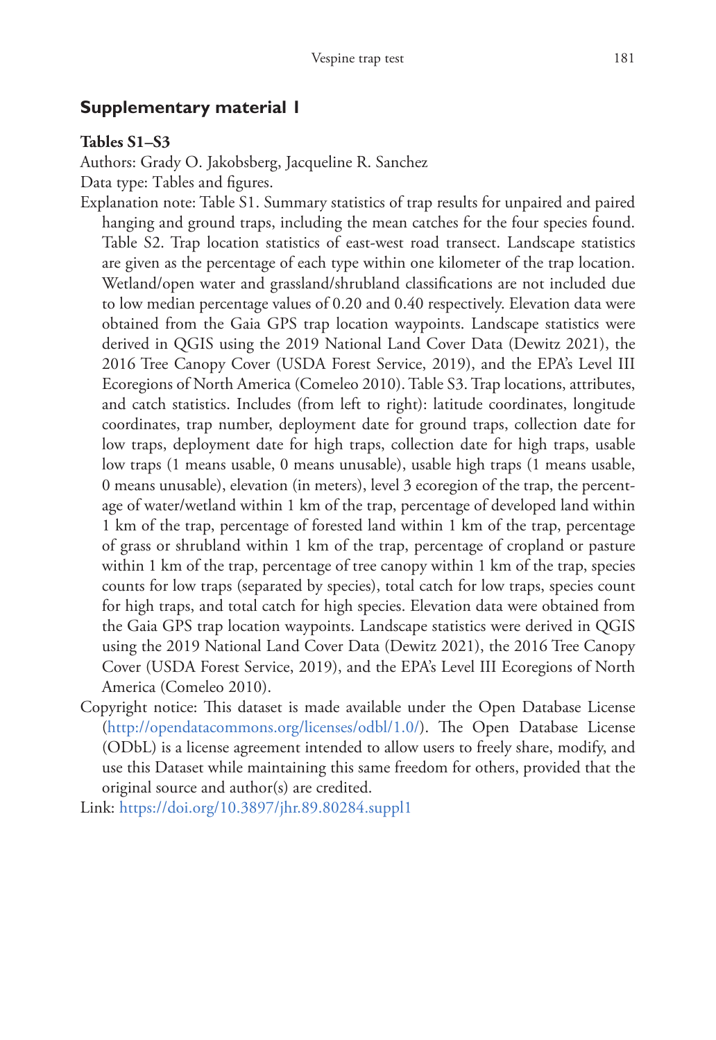## Supplementary material 1

**Tables S1–S3**

Authors: Grady O. Jakobsberg, Jacqueline R. Sanchez

Data type: Tables and figures.

Explanation note: Table S1. Summary statistics of trap results for unpaired and paired hanging and ground traps, including the mean catches for the four species found. Table S2. Trap location statistics of east-west road transect. Landscape statistics are given as the percentage of each type within one kilometer of the trap location. Wetland/open water and grassland/shrubland classifications are not included due to low median percentage values of 0.20 and 0.40 respectively. Elevation data were obtained from the Gaia GPS trap location waypoints. Landscape statistics were derived in QGIS using the 2019 National Land Cover Data (Dewitz 2021), the 2016 Tree Canopy Cover (USDA Forest Service, 2019), and the EPA's Level III Ecoregions of North America (Comeleo 2010). Table S3. Trap locations, attributes, and catch statistics. Includes (from left to right): latitude coordinates, longitude coordinates, trap number, deployment date for ground traps, collection date for low traps, deployment date for high traps, collection date for high traps, usable low traps (1 means usable, 0 means unusable), usable high traps (1 means usable, 0 means unusable), elevation (in meters), level 3 ecoregion of the trap, the percentage of water/wetland within 1 km of the trap, percentage of developed land within 1 km of the trap, percentage of forested land within 1 km of the trap, percentage of grass or shrubland within 1 km of the trap, percentage of cropland or pasture within 1 km of the trap, percentage of tree canopy within 1 km of the trap, species counts for low traps (separated by species), total catch for low traps, species count for high traps, and total catch for high species. Elevation data were obtained from the Gaia GPS trap location waypoints. Landscape statistics were derived in QGIS using the 2019 National Land Cover Data (Dewitz 2021), the 2016 Tree Canopy Cover (USDA Forest Service, 2019), and the EPA's Level III Ecoregions of North America (Comeleo 2010).

Copyright notice: This dataset is made available under the Open Database License (http://opendatacommons.org/licenses/odbl/1.0/). The Open Database License (ODbL) is a license agreement intended to allow users to freely share, modify, and use this Dataset while maintaining this same freedom for others, provided that the original source and author(s) are credited.

Link: https://doi.org/10.3897/jhr.89.80284.suppl1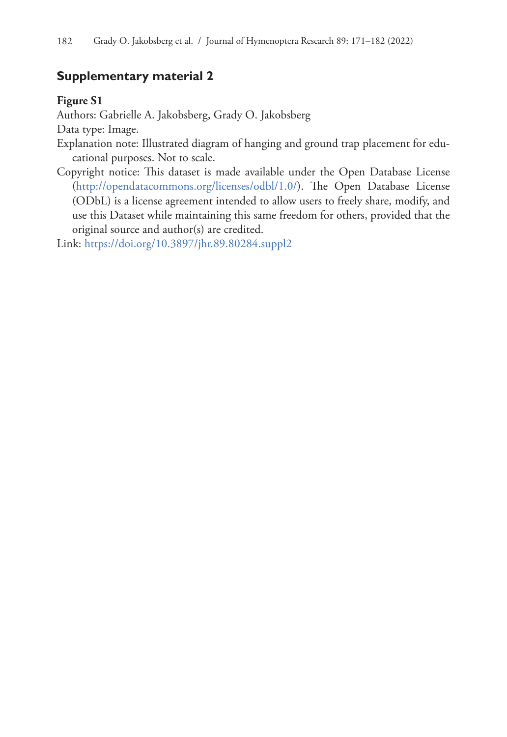## Supplementary material 2

**Figure S1**

Authors: Gabrielle A. Jakobsberg, Grady O. Jakobsberg

Data type: Image.

Explanation note: Illustrated diagram of hanging and ground trap placement for educational purposes. Not to scale.

Copyright notice: This dataset is made available under the Open Database License (http://opendatacommons.org/licenses/odbl/1.0/). The Open Database License (ODbL) is a license agreement intended to allow users to freely share, modify, and use this Dataset while maintaining this same freedom for others, provided that the original source and author(s) are credited.

Link: https://doi.org/10.3897/jhr.89.80284.suppl2